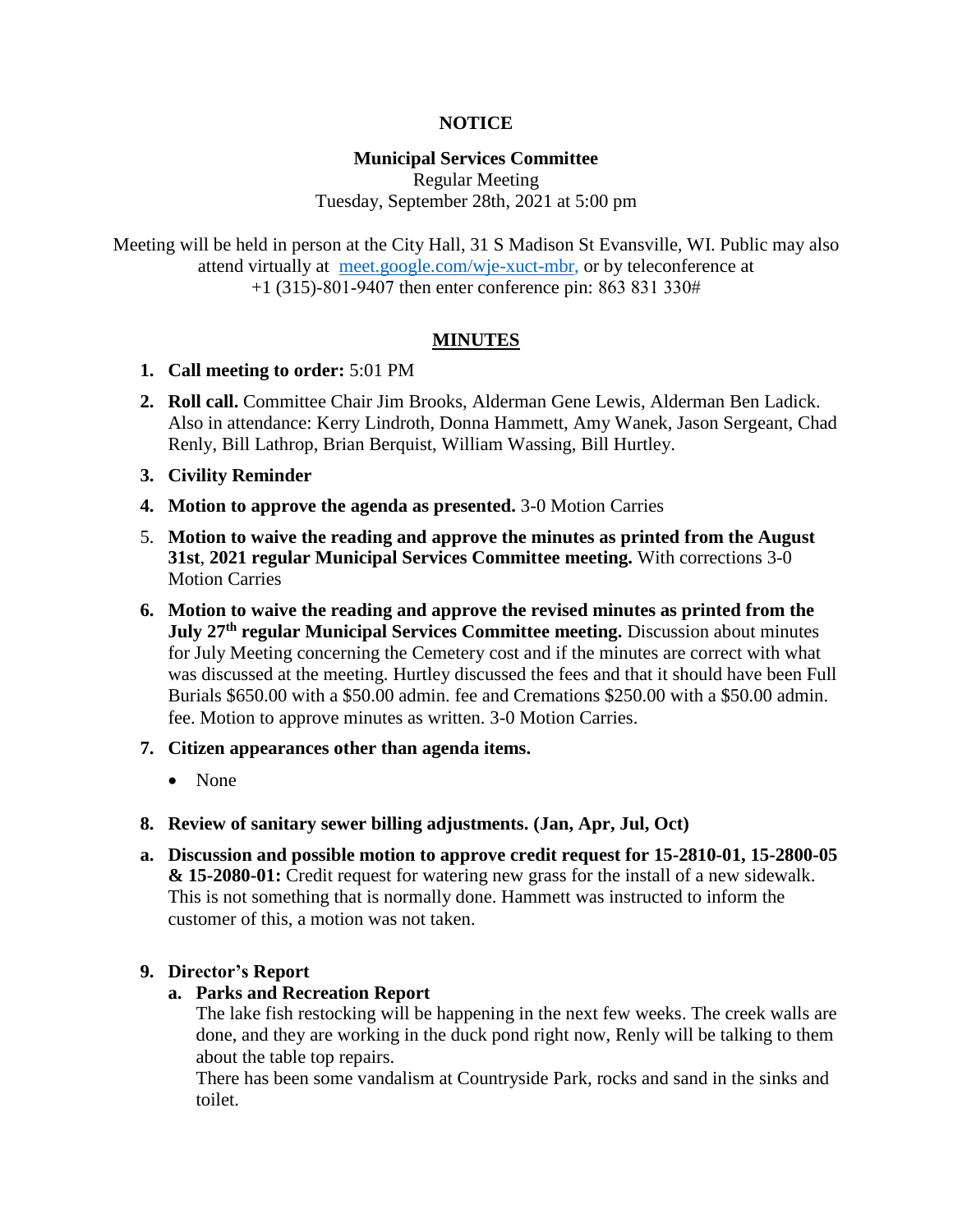**NOTICE**

**Municipal Services Committee**
Regular Meeting
Tuesday, September 28th, 2021 at 5:00 pm

Meeting will be held in person at the City Hall, 31 S Madison St Evansville, WI. Public may also attend virtually at meet.google.com/wje-xuct-mbr, or by teleconference at +1 (315)-801-9407 then enter conference pin: 863 831 330#

## MINUTES

1. **Call meeting to order:** 5:01 PM
2. **Roll call.** Committee Chair Jim Brooks, Alderman Gene Lewis, Alderman Ben Ladick. Also in attendance: Kerry Lindroth, Donna Hammett, Amy Wanek, Jason Sergeant, Chad Renly, Bill Lathrop, Brian Berquist, William Wassing, Bill Hurtley.
3. **Civility Reminder**
4. **Motion to approve the agenda as presented.** 3-0 Motion Carries
5. **Motion to waive the reading and approve the minutes as printed from the August 31st, 2021 regular Municipal Services Committee meeting.** With corrections 3-0 Motion Carries
6. **Motion to waive the reading and approve the revised minutes as printed from the July 27th regular Municipal Services Committee meeting.** Discussion about minutes for July Meeting concerning the Cemetery cost and if the minutes are correct with what was discussed at the meeting. Hurtley discussed the fees and that it should have been Full Burials $650.00 with a $50.00 admin. fee and Cremations $250.00 with a $50.00 admin. fee. Motion to approve minutes as written. 3-0 Motion Carries.
7. **Citizen appearances other than agenda items.**
   - None
8. **Review of sanitary sewer billing adjustments. (Jan, Apr, Jul, Oct)**

a. **Discussion and possible motion to approve credit request for 15-2810-01, 15-2800-05 & 15-2080-01:** Credit request for watering new grass for the install of a new sidewalk. This is not something that is normally done. Hammett was instructed to inform the customer of this, a motion was not taken.

9. **Director's Report**
   a. **Parks and Recreation Report**
   The lake fish restocking will be happening in the next few weeks. The creek walls are done, and they are working in the duck pond right now, Renly will be talking to them about the table top repairs.
   There has been some vandalism at Countryside Park, rocks and sand in the sinks and toilet.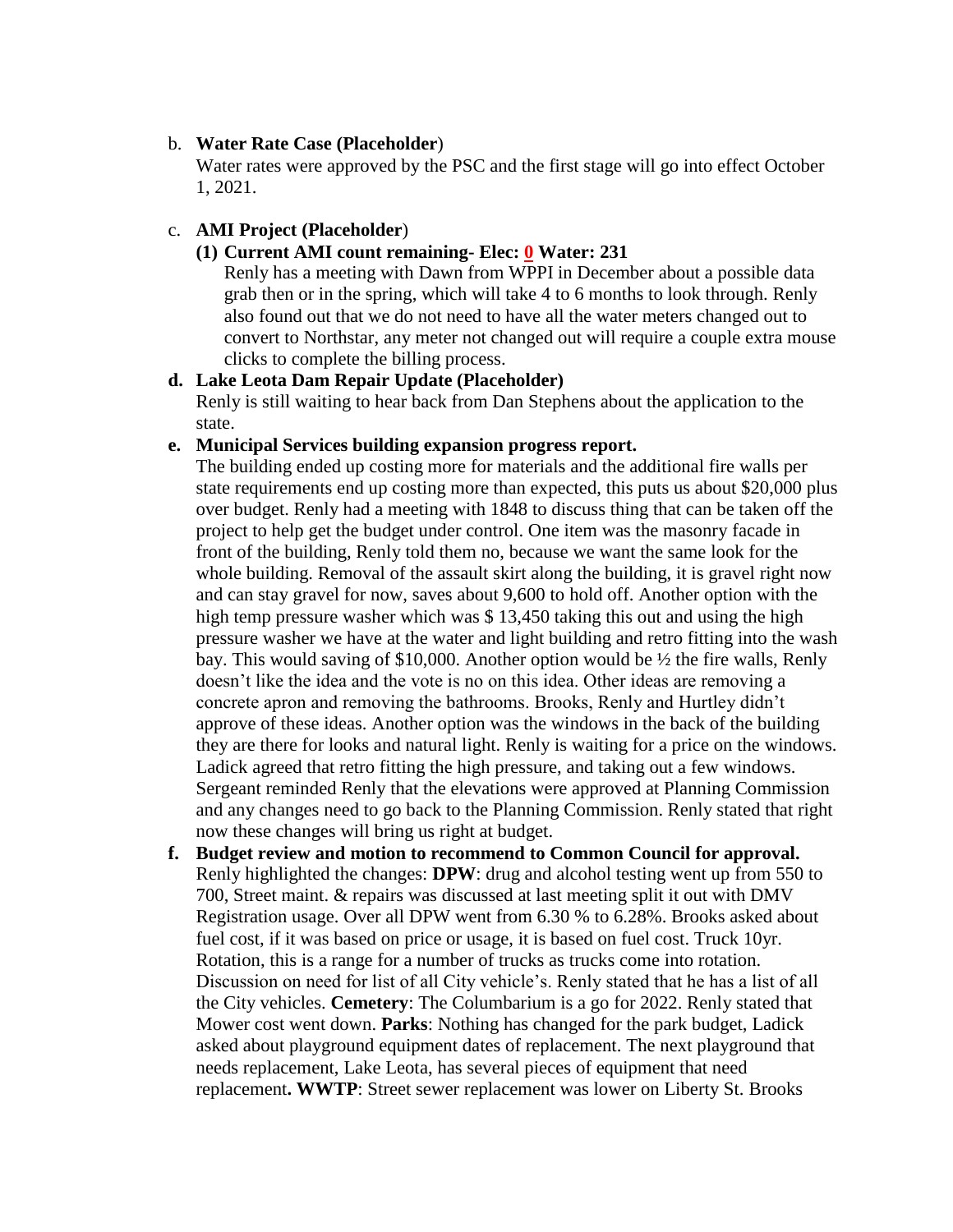b. **Water Rate Case (Placeholder**)
   Water rates were approved by the PSC and the first stage will go into effect October 1, 2021.

c. **AMI Project (Placeholder**)
   **(1) Current AMI count remaining- Elec: 0 Water: 231**
   Renly has a meeting with Dawn from WPPI in December about a possible data grab then or in the spring, which will take 4 to 6 months to look through. Renly also found out that we do not need to have all the water meters changed out to convert to Northstar, any meter not changed out will require a couple extra mouse clicks to complete the billing process.

d. **Lake Leota Dam Repair Update (Placeholder)**
   Renly is still waiting to hear back from Dan Stephens about the application to the state.

e. **Municipal Services building expansion progress report.**
   The building ended up costing more for materials and the additional fire walls per state requirements end up costing more than expected, this puts us about $20,000 plus over budget. Renly had a meeting with 1848 to discuss thing that can be taken off the project to help get the budget under control. One item was the masonry facade in front of the building, Renly told them no, because we want the same look for the whole building. Removal of the assault skirt along the building, it is gravel right now and can stay gravel for now, saves about 9,600 to hold off. Another option with the high temp pressure washer which was $ 13,450 taking this out and using the high pressure washer we have at the water and light building and retro fitting into the wash bay. This would saving of $10,000. Another option would be ½ the fire walls, Renly doesn't like the idea and the vote is no on this idea. Other ideas are removing a concrete apron and removing the bathrooms. Brooks, Renly and Hurtley didn't approve of these ideas. Another option was the windows in the back of the building they are there for looks and natural light. Renly is waiting for a price on the windows. Ladick agreed that retro fitting the high pressure, and taking out a few windows. Sergeant reminded Renly that the elevations were approved at Planning Commission and any changes need to go back to the Planning Commission. Renly stated that right now these changes will bring us right at budget.

f. **Budget review and motion to recommend to Common Council for approval.**
   Renly highlighted the changes: **DPW**: drug and alcohol testing went up from 550 to 700, Street maint. & repairs was discussed at last meeting split it out with DMV Registration usage. Over all DPW went from 6.30 % to 6.28%. Brooks asked about fuel cost, if it was based on price or usage, it is based on fuel cost. Truck 10yr. Rotation, this is a range for a number of trucks as trucks come into rotation. Discussion on need for list of all City vehicle's. Renly stated that he has a list of all the City vehicles. **Cemetery**: The Columbarium is a go for 2022. Renly stated that Mower cost went down. **Parks**: Nothing has changed for the park budget, Ladick asked about playground equipment dates of replacement. The next playground that needs replacement, Lake Leota, has several pieces of equipment that need replacement**. WWTP**: Street sewer replacement was lower on Liberty St. Brooks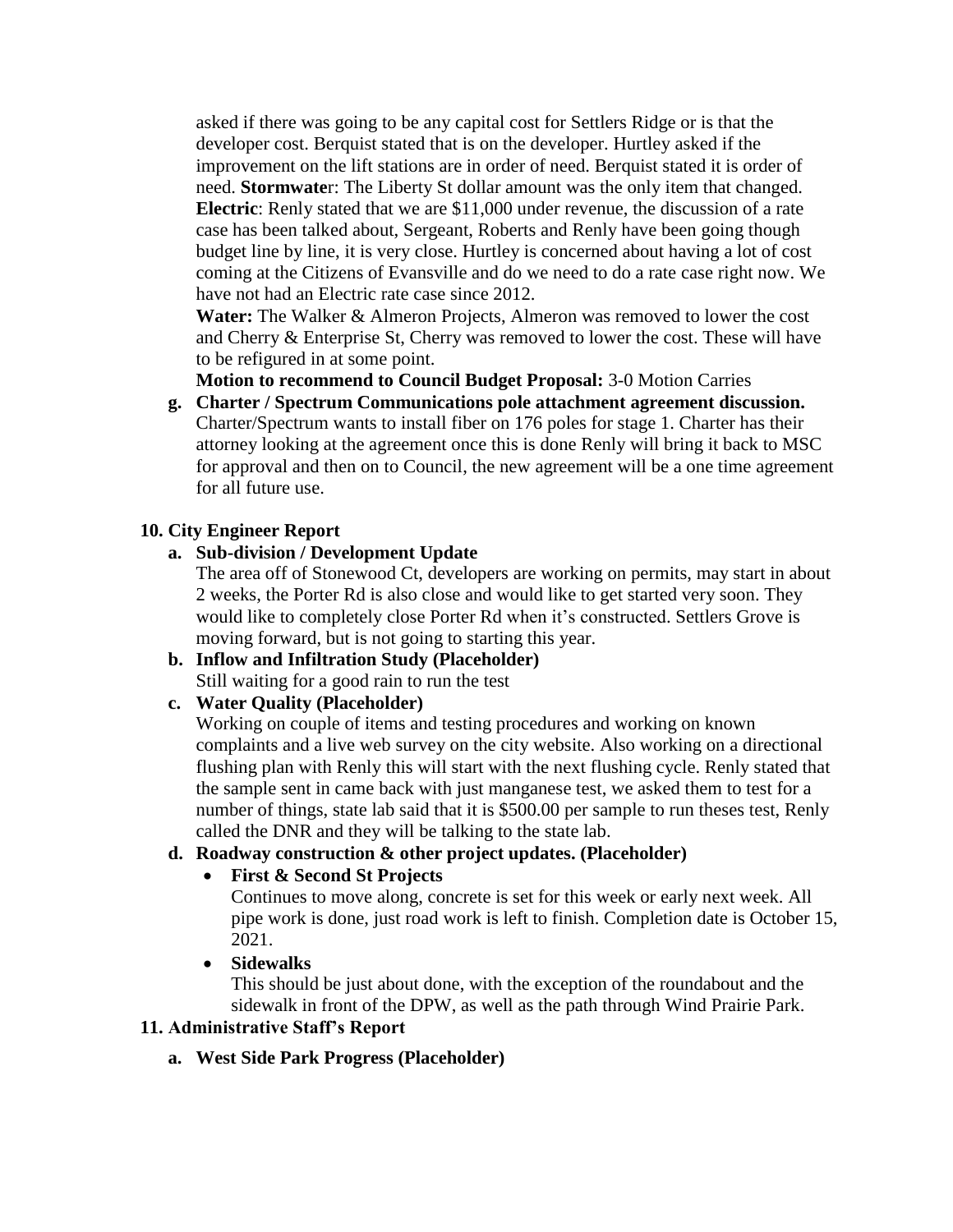asked if there was going to be any capital cost for Settlers Ridge or is that the developer cost. Berquist stated that is on the developer. Hurtley asked if the improvement on the lift stations are in order of need. Berquist stated it is order of need. **Stormwater**: The Liberty St dollar amount was the only item that changed. **Electric**: Renly stated that we are $11,000 under revenue, the discussion of a rate case has been talked about, Sergeant, Roberts and Renly have been going though budget line by line, it is very close. Hurtley is concerned about having a lot of cost coming at the Citizens of Evansville and do we need to do a rate case right now. We have not had an Electric rate case since 2012.

**Water:** The Walker & Almeron Projects, Almeron was removed to lower the cost and Cherry & Enterprise St, Cherry was removed to lower the cost. These will have to be refigured in at some point.

**Motion to recommend to Council Budget Proposal:** 3-0 Motion Carries

g. **Charter / Spectrum Communications pole attachment agreement discussion.** Charter/Spectrum wants to install fiber on 176 poles for stage 1. Charter has their attorney looking at the agreement once this is done Renly will bring it back to MSC for approval and then on to Council, the new agreement will be a one time agreement for all future use.

**10. City Engineer Report**

a. **Sub-division / Development Update**
The area off of Stonewood Ct, developers are working on permits, may start in about 2 weeks, the Porter Rd is also close and would like to get started very soon. They would like to completely close Porter Rd when it's constructed. Settlers Grove is moving forward, but is not going to starting this year.

b. **Inflow and Infiltration Study (Placeholder)**
Still waiting for a good rain to run the test

c. **Water Quality (Placeholder)**
Working on couple of items and testing procedures and working on known complaints and a live web survey on the city website. Also working on a directional flushing plan with Renly this will start with the next flushing cycle. Renly stated that the sample sent in came back with just manganese test, we asked them to test for a number of things, state lab said that it is $500.00 per sample to run theses test, Renly called the DNR and they will be talking to the state lab.

d. **Roadway construction & other project updates. (Placeholder)**
   - **First & Second St Projects**
     Continues to move along, concrete is set for this week or early next week. All pipe work is done, just road work is left to finish. Completion date is October 15, 2021.
   - **Sidewalks**
     This should be just about done, with the exception of the roundabout and the sidewalk in front of the DPW, as well as the path through Wind Prairie Park.

**11. Administrative Staff's Report**

a. **West Side Park Progress (Placeholder)**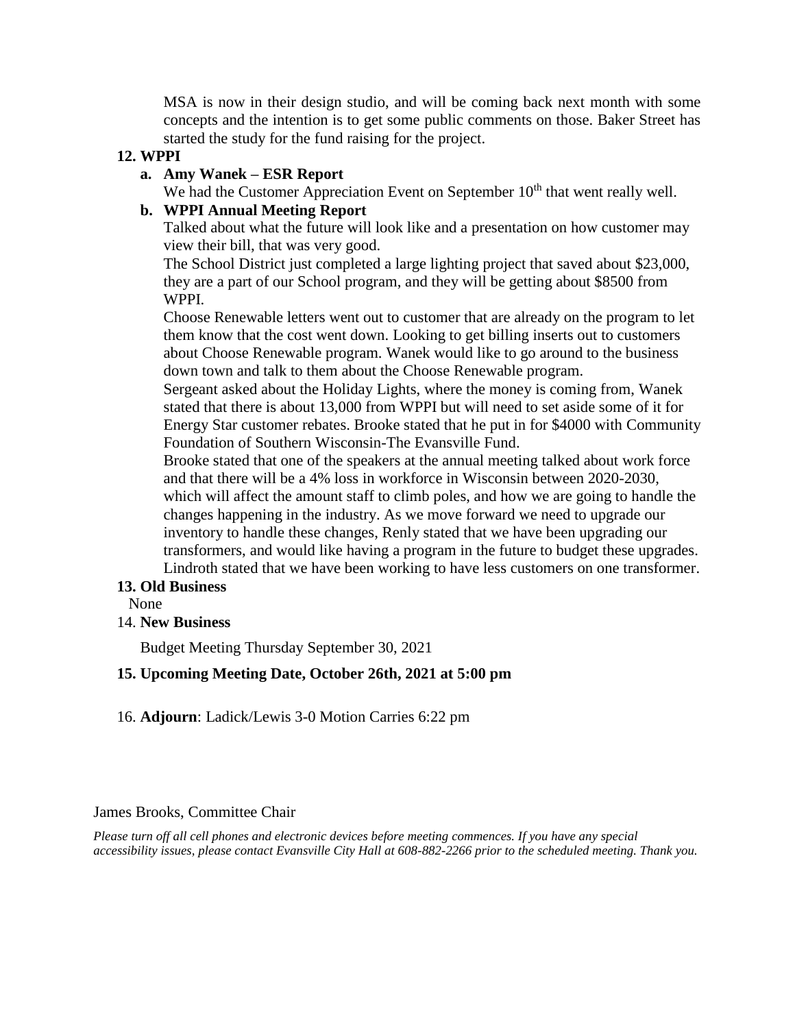MSA is now in their design studio, and will be coming back next month with some concepts and the intention is to get some public comments on those. Baker Street has started the study for the fund raising for the project.

**12. WPPI**

**a. Amy Wanek – ESR Report**

We had the Customer Appreciation Event on September 10th that went really well.

**b. WPPI Annual Meeting Report**

Talked about what the future will look like and a presentation on how customer may view their bill, that was very good.

The School District just completed a large lighting project that saved about $23,000, they are a part of our School program, and they will be getting about $8500 from WPPI.

Choose Renewable letters went out to customer that are already on the program to let them know that the cost went down. Looking to get billing inserts out to customers about Choose Renewable program. Wanek would like to go around to the business down town and talk to them about the Choose Renewable program.

Sergeant asked about the Holiday Lights, where the money is coming from, Wanek stated that there is about 13,000 from WPPI but will need to set aside some of it for Energy Star customer rebates. Brooke stated that he put in for $4000 with Community Foundation of Southern Wisconsin-The Evansville Fund.

Brooke stated that one of the speakers at the annual meeting talked about work force and that there will be a 4% loss in workforce in Wisconsin between 2020-2030, which will affect the amount staff to climb poles, and how we are going to handle the changes happening in the industry. As we move forward we need to upgrade our inventory to handle these changes, Renly stated that we have been upgrading our transformers, and would like having a program in the future to budget these upgrades. Lindroth stated that we have been working to have less customers on one transformer.

**13. Old Business**

None

14. **New Business**

Budget Meeting Thursday September 30, 2021

**15. Upcoming Meeting Date, October 26th, 2021 at 5:00 pm**

16. **Adjourn**: Ladick/Lewis 3-0 Motion Carries 6:22 pm

James Brooks, Committee Chair

*Please turn off all cell phones and electronic devices before meeting commences. If you have any special accessibility issues, please contact Evansville City Hall at 608-882-2266 prior to the scheduled meeting. Thank you.*